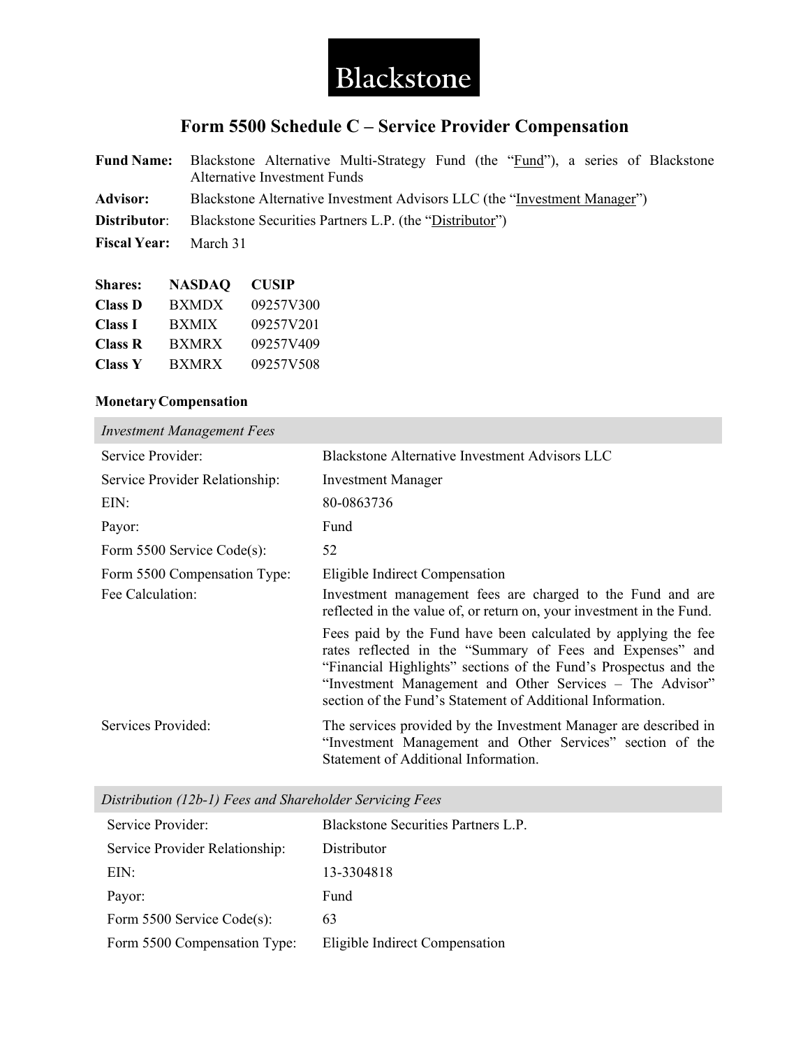Blackstone

# Form 5500 Schedule C – Service Provider Compensation

**Fund Name:** Blackstone Alternative Multi-Strategy Fund (the "Fund"), a series of Blackstone Alternative Investment Funds

**Advisor:** Blackstone Alternative Investment Advisors LLC (the "Investment Manager")

**Distributor**: Blackstone Securities Partners L.P. (the "Distributor")

**Fiscal Year:** March 31

| **Shares:** | **NASDAQ** | **CUSIP** |
|---|---|---|
| **Class D** | BXMDX | 09257V300 |
| **Class I** | BXMIX | 09257V201 |
| **Class R** | BXMRX | 09257V409 |
| **Class Y** | BXMRX | 09257V508 |

**Monetary Compensation**

| *Investment Management Fees* | |
|---|---|
| Service Provider: | Blackstone Alternative Investment Advisors LLC |
| Service Provider Relationship: | Investment Manager |
| EIN: | 80-0863736 |
| Payor: | Fund |
| Form 5500 Service Code(s): | 52 |
| Form 5500 Compensation Type: | Eligible Indirect Compensation |
| Fee Calculation: | Investment management fees are charged to the Fund and are reflected in the value of, or return on, your investment in the Fund. Fees paid by the Fund have been calculated by applying the fee rates reflected in the "Summary of Fees and Expenses" and "Financial Highlights" sections of the Fund's Prospectus and the "Investment Management and Other Services – The Advisor" section of the Fund's Statement of Additional Information. |
| Services Provided: | The services provided by the Investment Manager are described in "Investment Management and Other Services" section of the Statement of Additional Information. |

| *Distribution (12b-1) Fees and Shareholder Servicing Fees* | |
|---|---|
| Service Provider: | Blackstone Securities Partners L.P. |
| Service Provider Relationship: | Distributor |
| EIN: | 13-3304818 |
| Payor: | Fund |
| Form 5500 Service Code(s): | 63 |
| Form 5500 Compensation Type: | Eligible Indirect Compensation |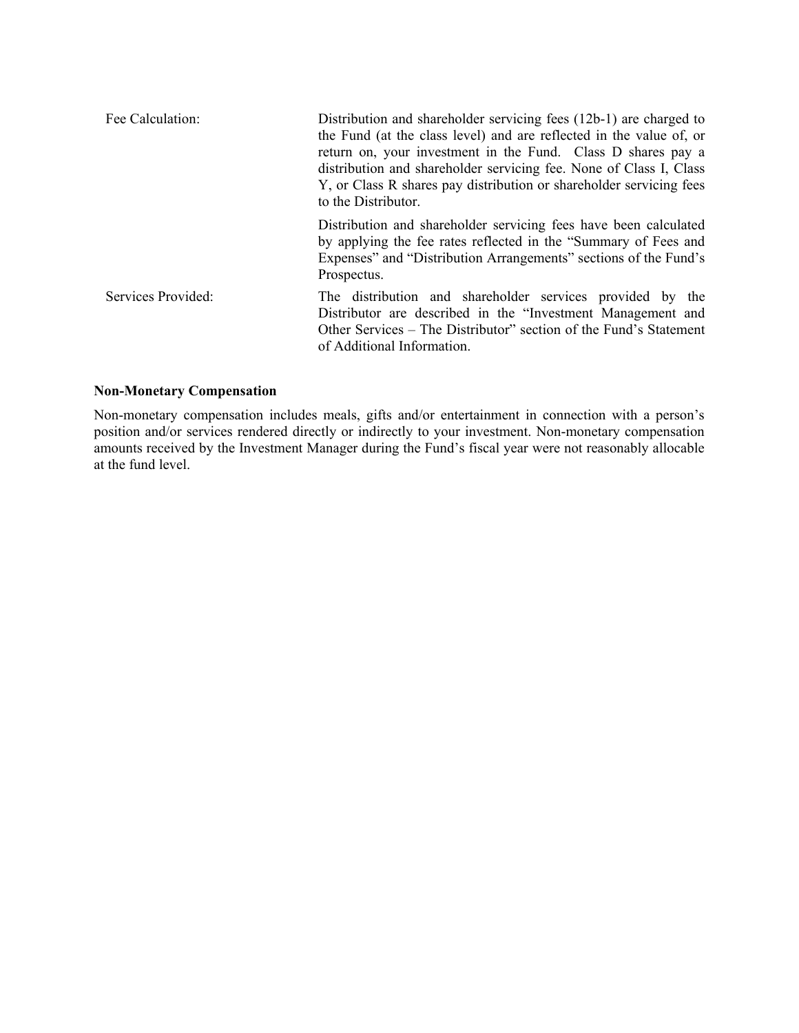| | |
|---|---|
| Fee Calculation: | Distribution and shareholder servicing fees (12b-1) are charged to the Fund (at the class level) and are reflected in the value of, or return on, your investment in the Fund. Class D shares pay a distribution and shareholder servicing fee. None of Class I, Class Y, or Class R shares pay distribution or shareholder servicing fees to the Distributor.<br><br>Distribution and shareholder servicing fees have been calculated by applying the fee rates reflected in the "Summary of Fees and Expenses" and "Distribution Arrangements" sections of the Fund's Prospectus. |
| Services Provided: | The distribution and shareholder services provided by the Distributor are described in the "Investment Management and Other Services – The Distributor" section of the Fund's Statement of Additional Information. |

**Non-Monetary Compensation**

Non-monetary compensation includes meals, gifts and/or entertainment in connection with a person's position and/or services rendered directly or indirectly to your investment. Non-monetary compensation amounts received by the Investment Manager during the Fund's fiscal year were not reasonably allocable at the fund level.